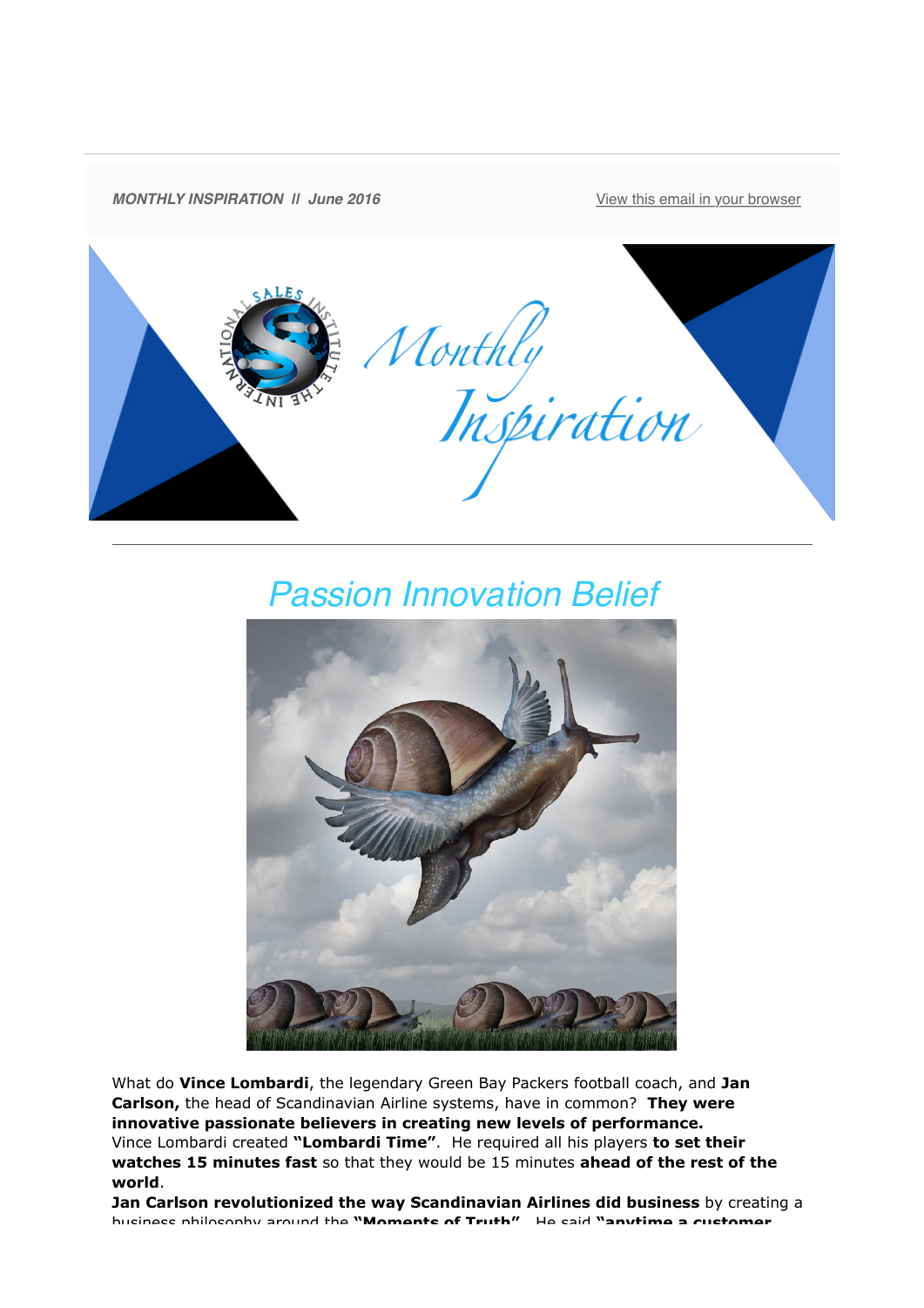***MONTHLY INSPIRATION // June 2016*** View this email in your browser

# Passion Innovation Belief

What do **Vince Lombardi**, the legendary Green Bay Packers football coach, and **Jan Carlson,** the head of Scandinavian Airline systems, have in common? **They were innovative passionate believers in creating new levels of performance.**
Vince Lombardi created **"Lombardi Time"**. He required all his players **to set their watches 15 minutes fast** so that they would be 15 minutes **ahead of the rest of the world**.
**Jan Carlson revolutionized the way Scandinavian Airlines did business** by creating a business philosophy around the **"Moments of Truth"**. He said **"anytime a customer**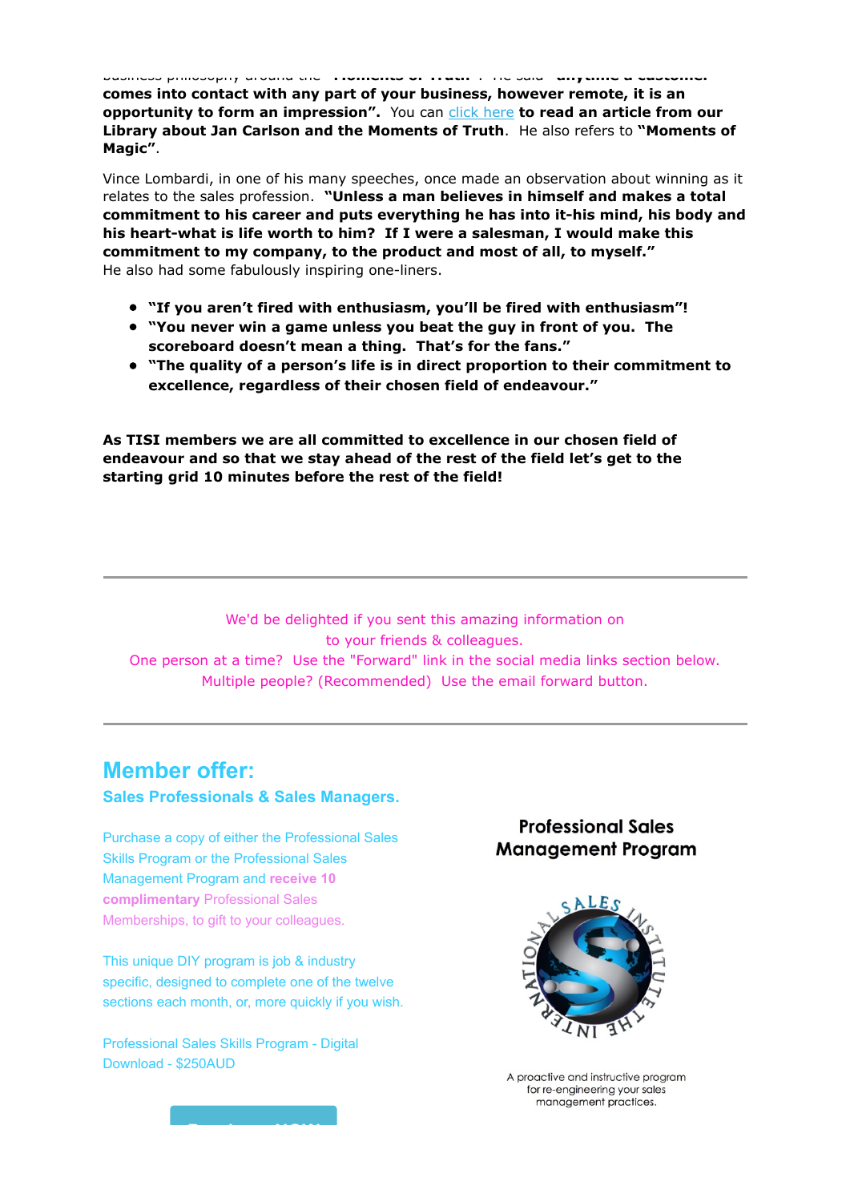business philosophy around the "Moments of Truth". He said "**anytime a customer comes into contact with any part of your business, however remote, it is an opportunity to form an impression".** You can click here **to read an article from our Library about Jan Carlson and the Moments of Truth**. He also refers to **"Moments of Magic"**.

Vince Lombardi, in one of his many speeches, once made an observation about winning as it relates to the sales profession. **"Unless a man believes in himself and makes a total commitment to his career and puts everything he has into it-his mind, his body and his heart-what is life worth to him? If I were a salesman, I would make this commitment to my company, to the product and most of all, to myself."**
He also had some fabulously inspiring one-liners.

- **"If you aren't fired with enthusiasm, you'll be fired with enthusiasm"!**
- **"You never win a game unless you beat the guy in front of you. The scoreboard doesn't mean a thing. That's for the fans."**
- **"The quality of a person's life is in direct proportion to their commitment to excellence, regardless of their chosen field of endeavour."**

**As TISI members we are all committed to excellence in our chosen field of endeavour and so that we stay ahead of the rest of the field let's get to the starting grid 10 minutes before the rest of the field!**

---

We'd be delighted if you sent this amazing information on to your friends & colleagues.
One person at a time? Use the "Forward" link in the social media links section below.
Multiple people? (Recommended) Use the email forward button.

---

## Member offer:

### Sales Professionals & Sales Managers.

Purchase a copy of either the Professional Sales Skills Program or the Professional Sales Management Program and **receive 10 complimentary** Professional Sales Memberships, to gift to your colleagues.

This unique DIY program is job & industry specific, designed to complete one of the twelve sections each month, or, more quickly if you wish.

Professional Sales Skills Program - Digital Download - $250AUD

**Professional Sales Management Program**

THE INTERNATIONAL SALES INSTITUTE

A proactive and instructive program for re-engineering your sales management practices.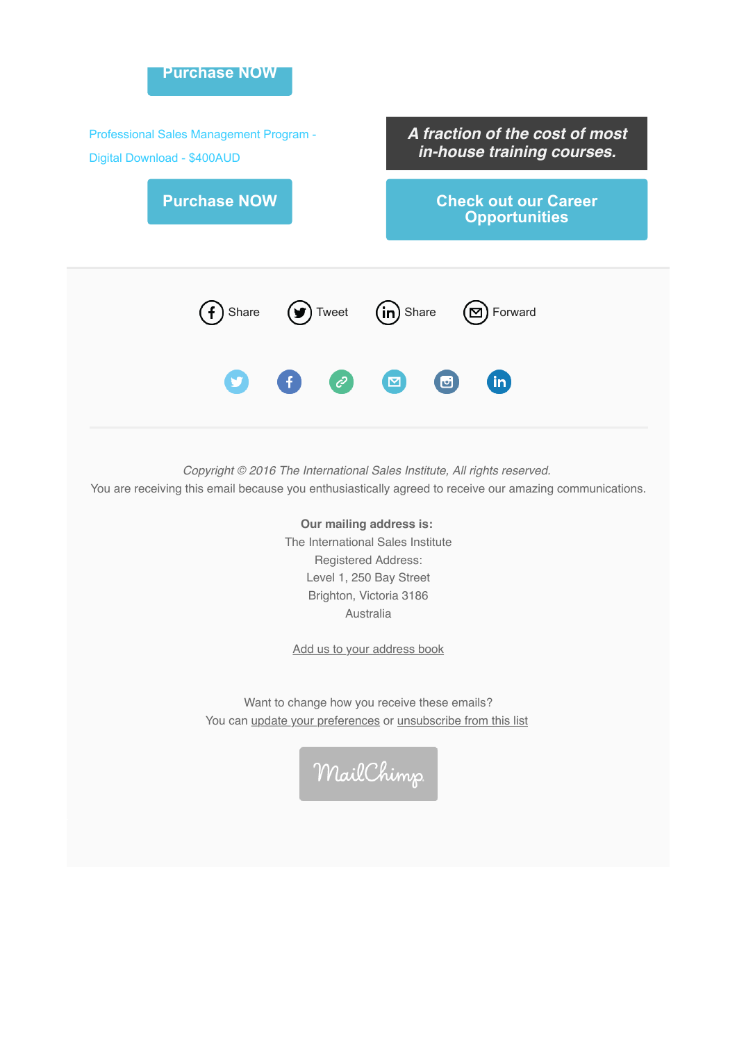Purchase NOW

Professional Sales Management Program - Digital Download - $400AUD

Purchase NOW

***A fraction of the cost of most in-house training courses.***

**Check out our Career Opportunities**

Share Tweet Share Forward

*Copyright © 2016 The International Sales Institute, All rights reserved.*
You are receiving this email because you enthusiastically agreed to receive our amazing communications.

**Our mailing address is:**
The International Sales Institute
Registered Address:
Level 1, 250 Bay Street
Brighton, Victoria 3186
Australia

Add us to your address book

Want to change how you receive these emails?
You can update your preferences or unsubscribe from this list

MailChimp